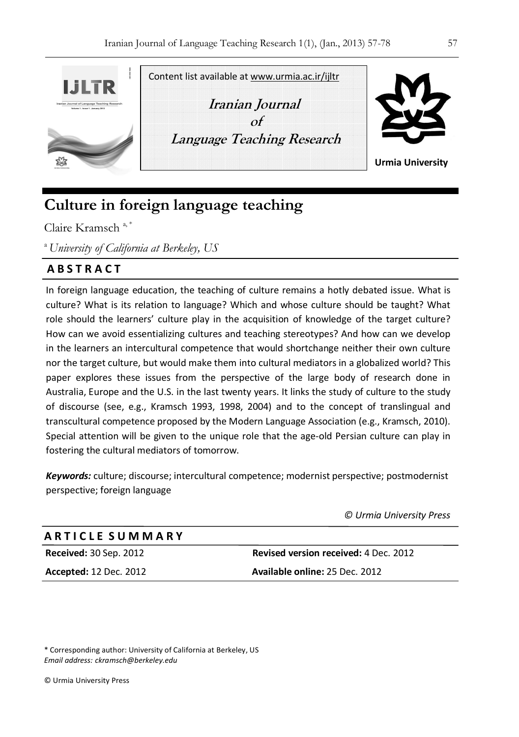Content list available at www.urmia.ac.ir/ijltr

**Iranian Journal of Language Teaching Research**

**Urmia University**

# Culture in foreign language teaching

Claire Kramsch [a, *]

[a] *University of California at Berkeley, US*

## A B S T R A C T

In foreign language education, the teaching of culture remains a hotly debated issue. What is culture? What is its relation to language? Which and whose culture should be taught? What role should the learners' culture play in the acquisition of knowledge of the target culture? How can we avoid essentializing cultures and teaching stereotypes? And how can we develop in the learners an intercultural competence that would shortchange neither their own culture nor the target culture, but would make them into cultural mediators in a globalized world? This paper explores these issues from the perspective of the large body of research done in Australia, Europe and the U.S. in the last twenty years. It links the study of culture to the study of discourse (see, e.g., Kramsch 1993, 1998, 2004) and to the concept of translingual and transcultural competence proposed by the Modern Language Association (e.g., Kramsch, 2010). Special attention will be given to the unique role that the age-old Persian culture can play in fostering the cultural mediators of tomorrow.

***Keywords:*** culture; discourse; intercultural competence; modernist perspective; postmodernist perspective; foreign language

*© Urmia University Press*

## A R T I C L E  S U M M A R Y

| | |
|---|---|
| **Received:** 30 Sep. 2012 | **Revised version received:** 4 Dec. 2012 |
| **Accepted:** 12 Dec. 2012 | **Available online:** 25 Dec. 2012 |

\* Corresponding author: University of California at Berkeley, US
*Email address: ckramsch@berkeley.edu*

© Urmia University Press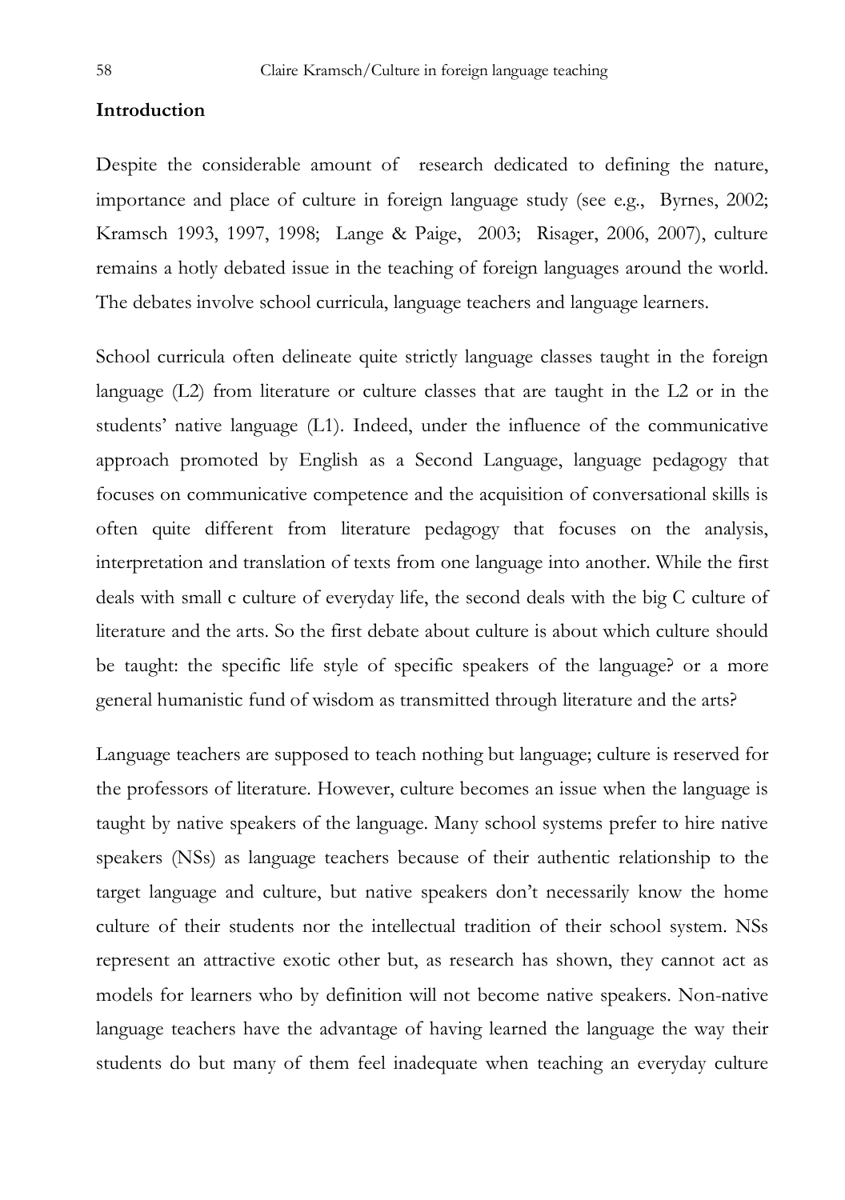## Introduction

Despite the considerable amount of research dedicated to defining the nature, importance and place of culture in foreign language study (see e.g., Byrnes, 2002; Kramsch 1993, 1997, 1998; Lange & Paige, 2003; Risager, 2006, 2007), culture remains a hotly debated issue in the teaching of foreign languages around the world. The debates involve school curricula, language teachers and language learners.

School curricula often delineate quite strictly language classes taught in the foreign language (L2) from literature or culture classes that are taught in the L2 or in the students' native language (L1). Indeed, under the influence of the communicative approach promoted by English as a Second Language, language pedagogy that focuses on communicative competence and the acquisition of conversational skills is often quite different from literature pedagogy that focuses on the analysis, interpretation and translation of texts from one language into another. While the first deals with small c culture of everyday life, the second deals with the big C culture of literature and the arts. So the first debate about culture is about which culture should be taught: the specific life style of specific speakers of the language? or a more general humanistic fund of wisdom as transmitted through literature and the arts?

Language teachers are supposed to teach nothing but language; culture is reserved for the professors of literature. However, culture becomes an issue when the language is taught by native speakers of the language. Many school systems prefer to hire native speakers (NSs) as language teachers because of their authentic relationship to the target language and culture, but native speakers don't necessarily know the home culture of their students nor the intellectual tradition of their school system. NSs represent an attractive exotic other but, as research has shown, they cannot act as models for learners who by definition will not become native speakers. Non-native language teachers have the advantage of having learned the language the way their students do but many of them feel inadequate when teaching an everyday culture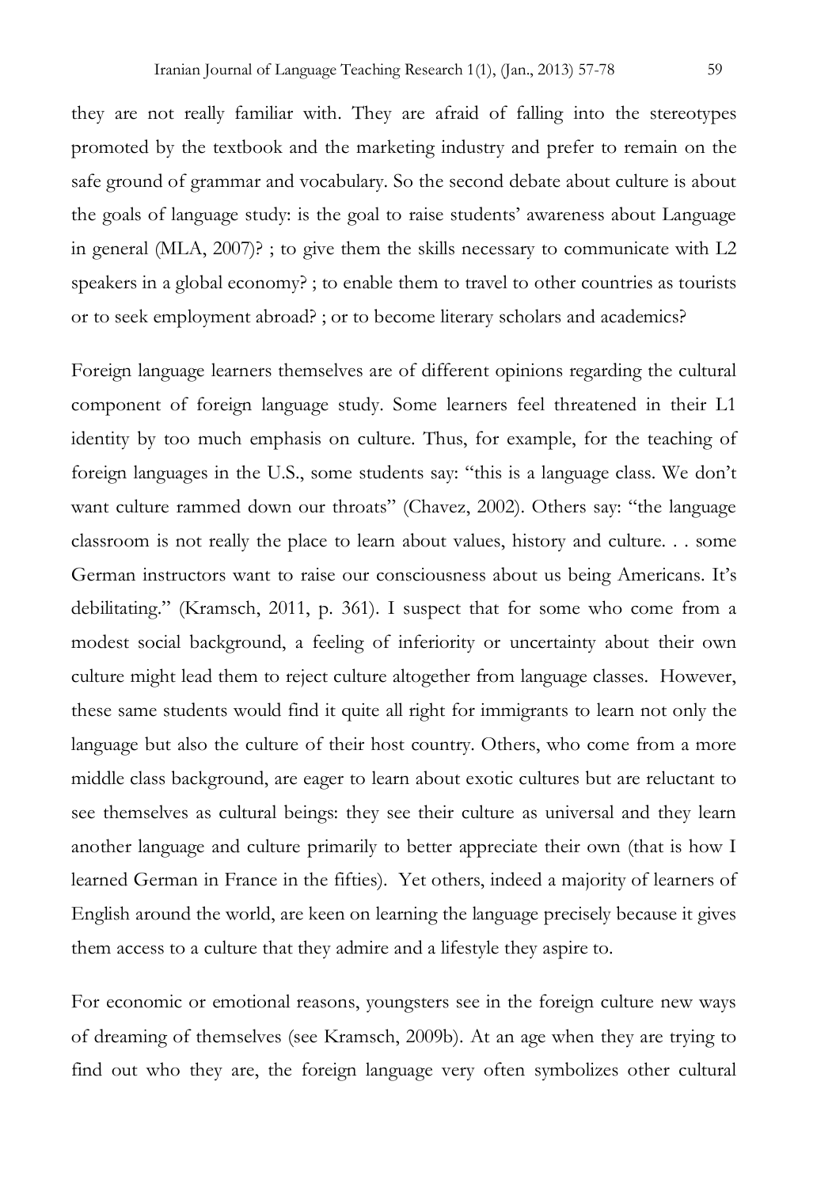they are not really familiar with. They are afraid of falling into the stereotypes promoted by the textbook and the marketing industry and prefer to remain on the safe ground of grammar and vocabulary. So the second debate about culture is about the goals of language study: is the goal to raise students' awareness about Language in general (MLA, 2007)? ; to give them the skills necessary to communicate with L2 speakers in a global economy? ; to enable them to travel to other countries as tourists or to seek employment abroad? ; or to become literary scholars and academics?

Foreign language learners themselves are of different opinions regarding the cultural component of foreign language study. Some learners feel threatened in their L1 identity by too much emphasis on culture. Thus, for example, for the teaching of foreign languages in the U.S., some students say: "this is a language class. We don't want culture rammed down our throats" (Chavez, 2002). Others say: "the language classroom is not really the place to learn about values, history and culture. . . some German instructors want to raise our consciousness about us being Americans. It's debilitating." (Kramsch, 2011, p. 361). I suspect that for some who come from a modest social background, a feeling of inferiority or uncertainty about their own culture might lead them to reject culture altogether from language classes. However, these same students would find it quite all right for immigrants to learn not only the language but also the culture of their host country. Others, who come from a more middle class background, are eager to learn about exotic cultures but are reluctant to see themselves as cultural beings: they see their culture as universal and they learn another language and culture primarily to better appreciate their own (that is how I learned German in France in the fifties). Yet others, indeed a majority of learners of English around the world, are keen on learning the language precisely because it gives them access to a culture that they admire and a lifestyle they aspire to.

For economic or emotional reasons, youngsters see in the foreign culture new ways of dreaming of themselves (see Kramsch, 2009b). At an age when they are trying to find out who they are, the foreign language very often symbolizes other cultural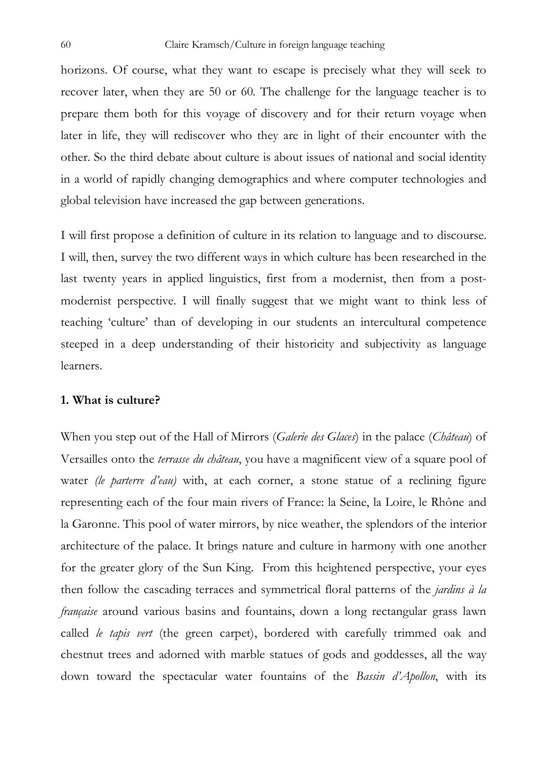horizons. Of course, what they want to escape is precisely what they will seek to recover later, when they are 50 or 60. The challenge for the language teacher is to prepare them both for this voyage of discovery and for their return voyage when later in life, they will rediscover who they are in light of their encounter with the other. So the third debate about culture is about issues of national and social identity in a world of rapidly changing demographics and where computer technologies and global television have increased the gap between generations.

I will first propose a definition of culture in its relation to language and to discourse. I will, then, survey the two different ways in which culture has been researched in the last twenty years in applied linguistics, first from a modernist, then from a post-modernist perspective. I will finally suggest that we might want to think less of teaching 'culture' than of developing in our students an intercultural competence steeped in a deep understanding of their historicity and subjectivity as language learners.

## 1. What is culture?

When you step out of the Hall of Mirrors (*Galerie des Glaces*) in the palace (*Château*) of Versailles onto the *terrasse du château*, you have a magnificent view of a square pool of water *(le parterre d'eau)* with, at each corner, a stone statue of a reclining figure representing each of the four main rivers of France: la Seine, la Loire, le Rhône and la Garonne. This pool of water mirrors, by nice weather, the splendors of the interior architecture of the palace. It brings nature and culture in harmony with one another for the greater glory of the Sun King. From this heightened perspective, your eyes then follow the cascading terraces and symmetrical floral patterns of the *jardins à la française* around various basins and fountains, down a long rectangular grass lawn called *le tapis vert* (the green carpet), bordered with carefully trimmed oak and chestnut trees and adorned with marble statues of gods and goddesses, all the way down toward the spectacular water fountains of the *Bassin d'Apollon*, with its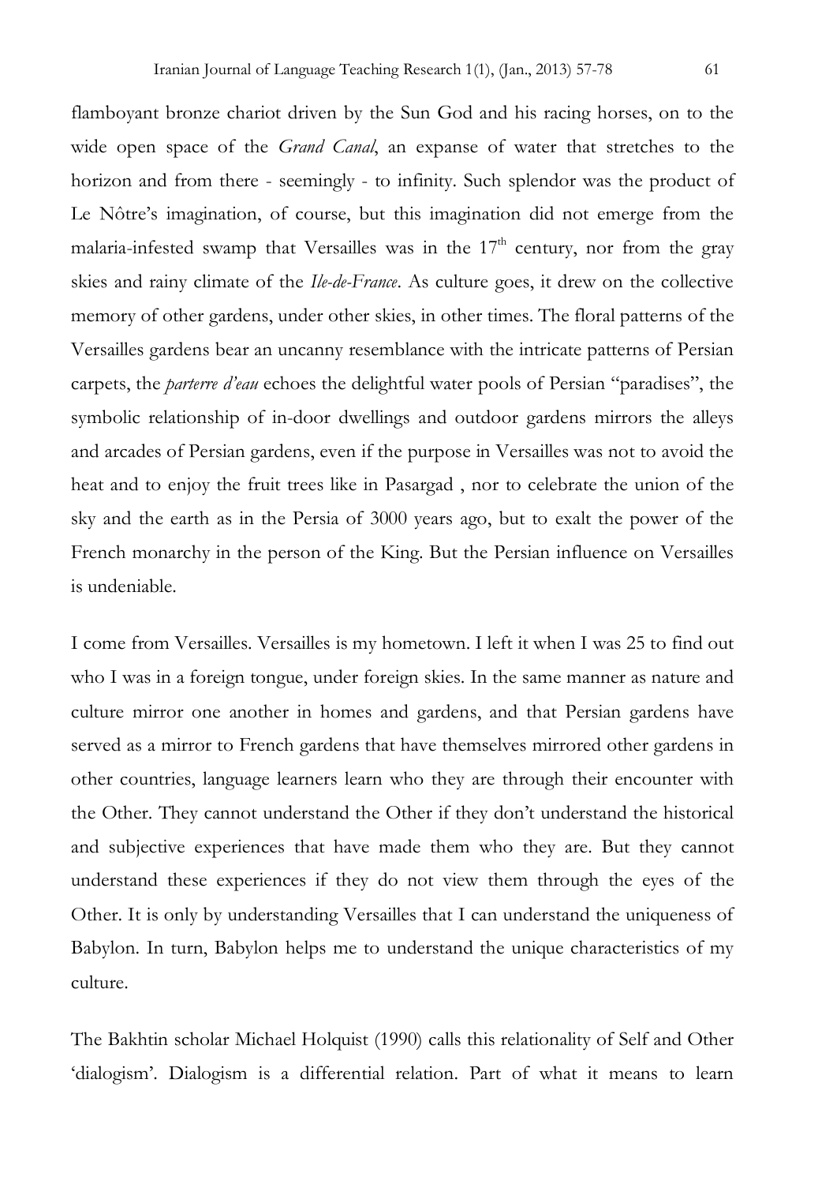flamboyant bronze chariot driven by the Sun God and his racing horses, on to the wide open space of the *Grand Canal*, an expanse of water that stretches to the horizon and from there - seemingly - to infinity. Such splendor was the product of Le Nôtre's imagination, of course, but this imagination did not emerge from the malaria-infested swamp that Versailles was in the 17th century, nor from the gray skies and rainy climate of the *Ile-de-France*. As culture goes, it drew on the collective memory of other gardens, under other skies, in other times. The floral patterns of the Versailles gardens bear an uncanny resemblance with the intricate patterns of Persian carpets, the *parterre d'eau* echoes the delightful water pools of Persian "paradises", the symbolic relationship of in-door dwellings and outdoor gardens mirrors the alleys and arcades of Persian gardens, even if the purpose in Versailles was not to avoid the heat and to enjoy the fruit trees like in Pasargad , nor to celebrate the union of the sky and the earth as in the Persia of 3000 years ago, but to exalt the power of the French monarchy in the person of the King. But the Persian influence on Versailles is undeniable.

I come from Versailles. Versailles is my hometown. I left it when I was 25 to find out who I was in a foreign tongue, under foreign skies. In the same manner as nature and culture mirror one another in homes and gardens, and that Persian gardens have served as a mirror to French gardens that have themselves mirrored other gardens in other countries, language learners learn who they are through their encounter with the Other. They cannot understand the Other if they don't understand the historical and subjective experiences that have made them who they are. But they cannot understand these experiences if they do not view them through the eyes of the Other. It is only by understanding Versailles that I can understand the uniqueness of Babylon. In turn, Babylon helps me to understand the unique characteristics of my culture.

The Bakhtin scholar Michael Holquist (1990) calls this relationality of Self and Other 'dialogism'. Dialogism is a differential relation. Part of what it means to learn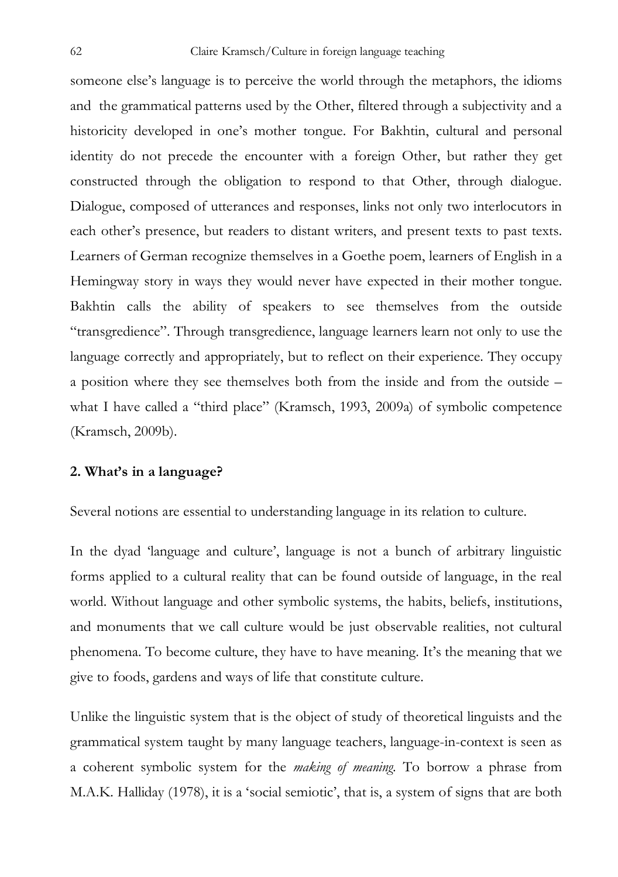someone else's language is to perceive the world through the metaphors, the idioms and the grammatical patterns used by the Other, filtered through a subjectivity and a historicity developed in one's mother tongue. For Bakhtin, cultural and personal identity do not precede the encounter with a foreign Other, but rather they get constructed through the obligation to respond to that Other, through dialogue. Dialogue, composed of utterances and responses, links not only two interlocutors in each other's presence, but readers to distant writers, and present texts to past texts. Learners of German recognize themselves in a Goethe poem, learners of English in a Hemingway story in ways they would never have expected in their mother tongue. Bakhtin calls the ability of speakers to see themselves from the outside "transgredience". Through transgredience, language learners learn not only to use the language correctly and appropriately, but to reflect on their experience. They occupy a position where they see themselves both from the inside and from the outside – what I have called a "third place" (Kramsch, 1993, 2009a) of symbolic competence (Kramsch, 2009b).

## 2. What's in a language?

Several notions are essential to understanding language in its relation to culture.

In the dyad 'language and culture', language is not a bunch of arbitrary linguistic forms applied to a cultural reality that can be found outside of language, in the real world. Without language and other symbolic systems, the habits, beliefs, institutions, and monuments that we call culture would be just observable realities, not cultural phenomena. To become culture, they have to have meaning. It's the meaning that we give to foods, gardens and ways of life that constitute culture.

Unlike the linguistic system that is the object of study of theoretical linguists and the grammatical system taught by many language teachers, language-in-context is seen as a coherent symbolic system for the *making of meaning*. To borrow a phrase from M.A.K. Halliday (1978), it is a 'social semiotic', that is, a system of signs that are both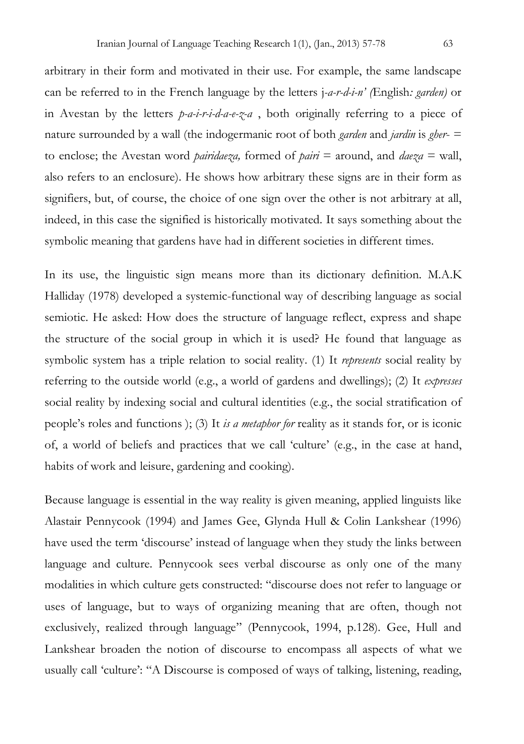arbitrary in their form and motivated in their use. For example, the same landscape can be referred to in the French language by the letters j-*a-r-d-i-n' (*English*: garden)* or in Avestan by the letters *p-a-i-r-i-d-a-e-z-a* , both originally referring to a piece of nature surrounded by a wall (the indogermanic root of both *garden* and *jardin* is *gher-* = to enclose; the Avestan word *pairidaeza,* formed of *pairi* = around, and *daeza* = wall, also refers to an enclosure). He shows how arbitrary these signs are in their form as signifiers, but, of course, the choice of one sign over the other is not arbitrary at all, indeed, in this case the signified is historically motivated. It says something about the symbolic meaning that gardens have had in different societies in different times.

In its use, the linguistic sign means more than its dictionary definition. M.A.K Halliday (1978) developed a systemic-functional way of describing language as social semiotic. He asked: How does the structure of language reflect, express and shape the structure of the social group in which it is used? He found that language as symbolic system has a triple relation to social reality. (1) It *represents* social reality by referring to the outside world (e.g., a world of gardens and dwellings); (2) It *expresses* social reality by indexing social and cultural identities (e.g., the social stratification of people's roles and functions ); (3) It *is a metaphor for* reality as it stands for, or is iconic of, a world of beliefs and practices that we call 'culture' (e.g., in the case at hand, habits of work and leisure, gardening and cooking).

Because language is essential in the way reality is given meaning, applied linguists like Alastair Pennycook (1994) and James Gee, Glynda Hull & Colin Lankshear (1996) have used the term 'discourse' instead of language when they study the links between language and culture. Pennycook sees verbal discourse as only one of the many modalities in which culture gets constructed: "discourse does not refer to language or uses of language, but to ways of organizing meaning that are often, though not exclusively, realized through language" (Pennycook, 1994, p.128). Gee, Hull and Lankshear broaden the notion of discourse to encompass all aspects of what we usually call 'culture': "A Discourse is composed of ways of talking, listening, reading,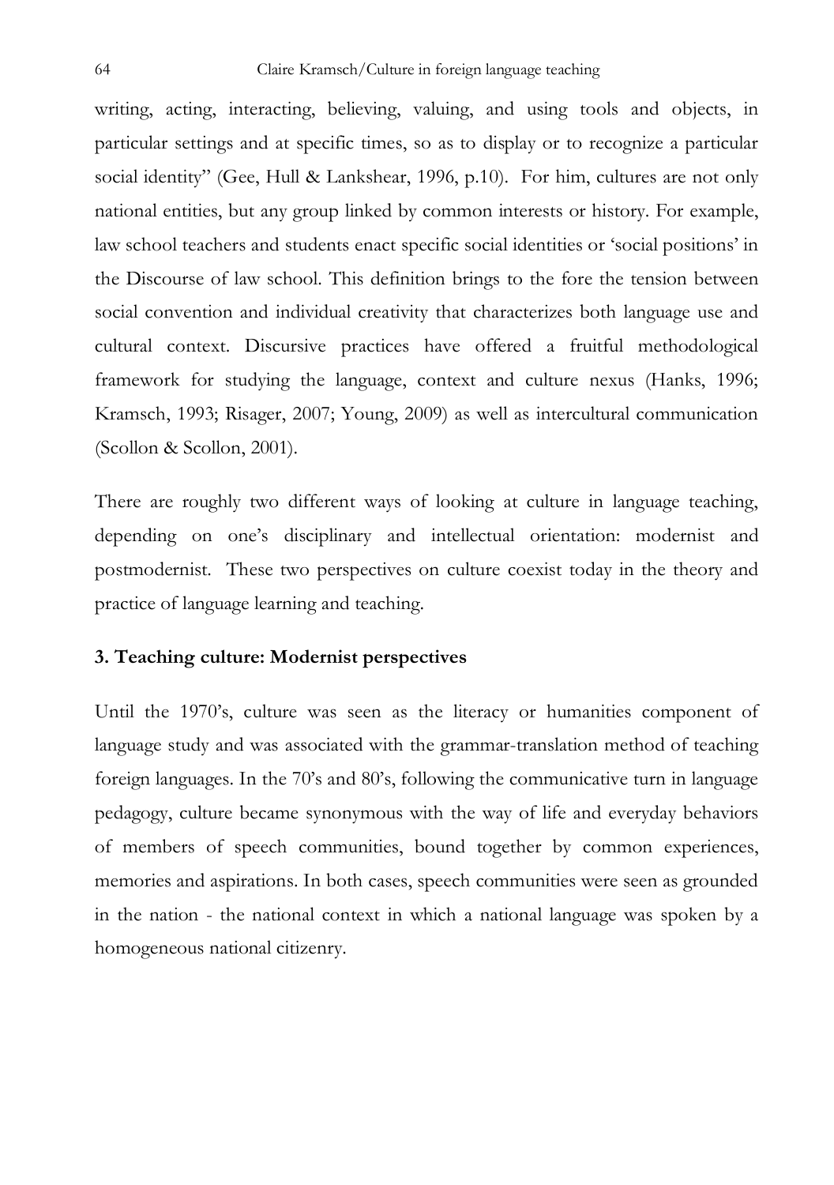writing, acting, interacting, believing, valuing, and using tools and objects, in particular settings and at specific times, so as to display or to recognize a particular social identity" (Gee, Hull & Lankshear, 1996, p.10). For him, cultures are not only national entities, but any group linked by common interests or history. For example, law school teachers and students enact specific social identities or 'social positions' in the Discourse of law school. This definition brings to the fore the tension between social convention and individual creativity that characterizes both language use and cultural context. Discursive practices have offered a fruitful methodological framework for studying the language, context and culture nexus (Hanks, 1996; Kramsch, 1993; Risager, 2007; Young, 2009) as well as intercultural communication (Scollon & Scollon, 2001).

There are roughly two different ways of looking at culture in language teaching, depending on one's disciplinary and intellectual orientation: modernist and postmodernist. These two perspectives on culture coexist today in the theory and practice of language learning and teaching.

## 3. Teaching culture: Modernist perspectives

Until the 1970's, culture was seen as the literacy or humanities component of language study and was associated with the grammar-translation method of teaching foreign languages. In the 70's and 80's, following the communicative turn in language pedagogy, culture became synonymous with the way of life and everyday behaviors of members of speech communities, bound together by common experiences, memories and aspirations. In both cases, speech communities were seen as grounded in the nation - the national context in which a national language was spoken by a homogeneous national citizenry.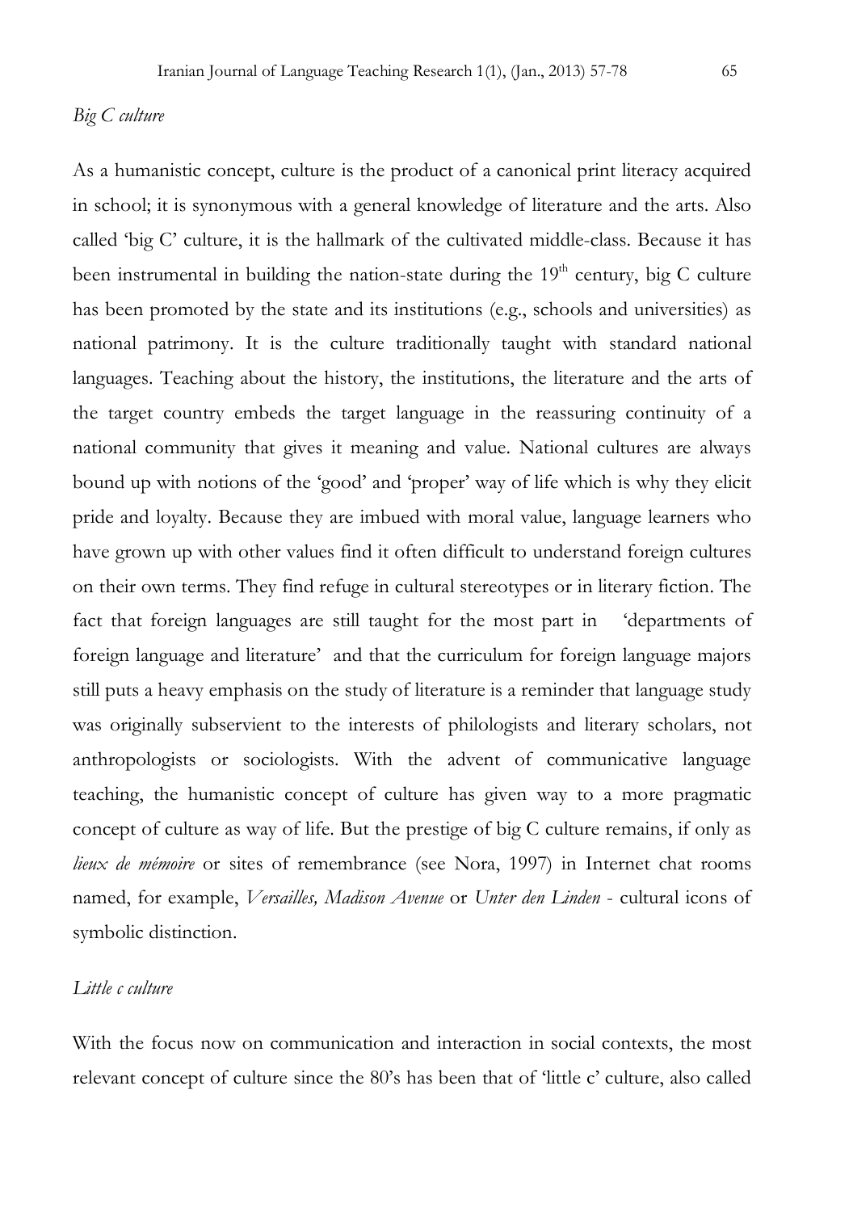*Big C culture*

As a humanistic concept, culture is the product of a canonical print literacy acquired in school; it is synonymous with a general knowledge of literature and the arts. Also called 'big C' culture, it is the hallmark of the cultivated middle-class. Because it has been instrumental in building the nation-state during the 19th century, big C culture has been promoted by the state and its institutions (e.g., schools and universities) as national patrimony. It is the culture traditionally taught with standard national languages. Teaching about the history, the institutions, the literature and the arts of the target country embeds the target language in the reassuring continuity of a national community that gives it meaning and value. National cultures are always bound up with notions of the 'good' and 'proper' way of life which is why they elicit pride and loyalty. Because they are imbued with moral value, language learners who have grown up with other values find it often difficult to understand foreign cultures on their own terms. They find refuge in cultural stereotypes or in literary fiction. The fact that foreign languages are still taught for the most part in 'departments of foreign language and literature' and that the curriculum for foreign language majors still puts a heavy emphasis on the study of literature is a reminder that language study was originally subservient to the interests of philologists and literary scholars, not anthropologists or sociologists. With the advent of communicative language teaching, the humanistic concept of culture has given way to a more pragmatic concept of culture as way of life. But the prestige of big C culture remains, if only as *lieux de mémoire* or sites of remembrance (see Nora, 1997) in Internet chat rooms named, for example, *Versailles, Madison Avenue* or *Unter den Linden* - cultural icons of symbolic distinction.

*Little c culture*

With the focus now on communication and interaction in social contexts, the most relevant concept of culture since the 80's has been that of 'little c' culture, also called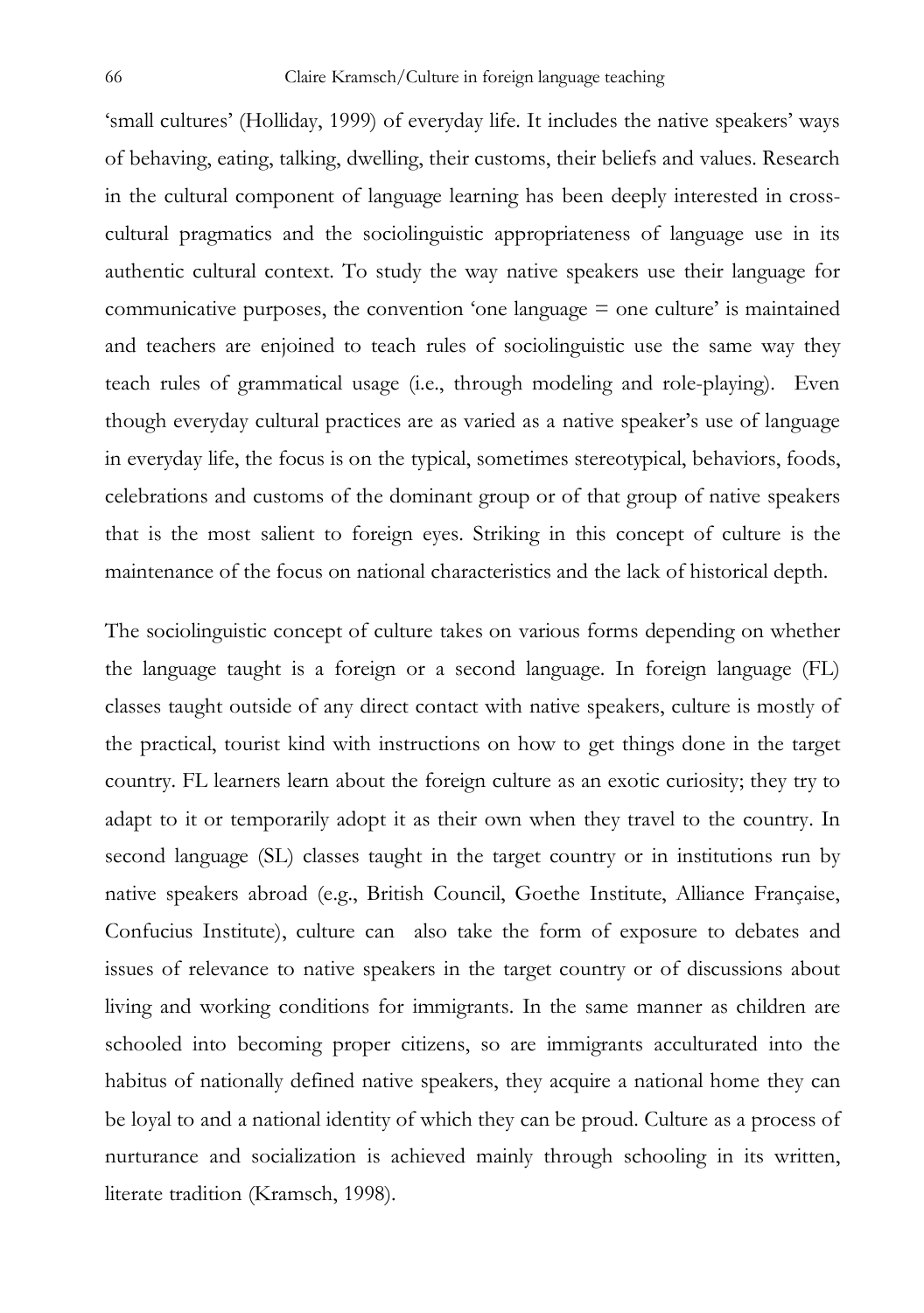'small cultures' (Holliday, 1999) of everyday life. It includes the native speakers' ways of behaving, eating, talking, dwelling, their customs, their beliefs and values. Research in the cultural component of language learning has been deeply interested in cross-cultural pragmatics and the sociolinguistic appropriateness of language use in its authentic cultural context. To study the way native speakers use their language for communicative purposes, the convention 'one language = one culture' is maintained and teachers are enjoined to teach rules of sociolinguistic use the same way they teach rules of grammatical usage (i.e., through modeling and role-playing). Even though everyday cultural practices are as varied as a native speaker's use of language in everyday life, the focus is on the typical, sometimes stereotypical, behaviors, foods, celebrations and customs of the dominant group or of that group of native speakers that is the most salient to foreign eyes. Striking in this concept of culture is the maintenance of the focus on national characteristics and the lack of historical depth.

The sociolinguistic concept of culture takes on various forms depending on whether the language taught is a foreign or a second language. In foreign language (FL) classes taught outside of any direct contact with native speakers, culture is mostly of the practical, tourist kind with instructions on how to get things done in the target country. FL learners learn about the foreign culture as an exotic curiosity; they try to adapt to it or temporarily adopt it as their own when they travel to the country. In second language (SL) classes taught in the target country or in institutions run by native speakers abroad (e.g., British Council, Goethe Institute, Alliance Française, Confucius Institute), culture can also take the form of exposure to debates and issues of relevance to native speakers in the target country or of discussions about living and working conditions for immigrants. In the same manner as children are schooled into becoming proper citizens, so are immigrants acculturated into the habitus of nationally defined native speakers, they acquire a national home they can be loyal to and a national identity of which they can be proud. Culture as a process of nurturance and socialization is achieved mainly through schooling in its written, literate tradition (Kramsch, 1998).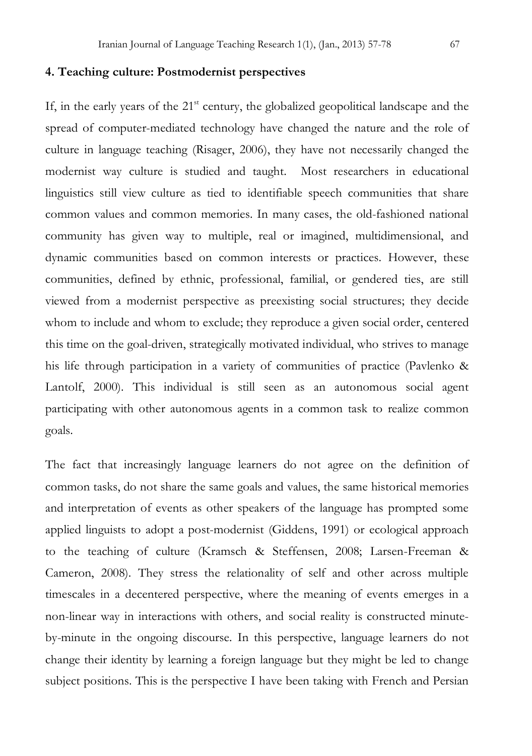## 4. Teaching culture: Postmodernist perspectives

If, in the early years of the 21st century, the globalized geopolitical landscape and the spread of computer-mediated technology have changed the nature and the role of culture in language teaching (Risager, 2006), they have not necessarily changed the modernist way culture is studied and taught. Most researchers in educational linguistics still view culture as tied to identifiable speech communities that share common values and common memories. In many cases, the old-fashioned national community has given way to multiple, real or imagined, multidimensional, and dynamic communities based on common interests or practices. However, these communities, defined by ethnic, professional, familial, or gendered ties, are still viewed from a modernist perspective as preexisting social structures; they decide whom to include and whom to exclude; they reproduce a given social order, centered this time on the goal-driven, strategically motivated individual, who strives to manage his life through participation in a variety of communities of practice (Pavlenko & Lantolf, 2000). This individual is still seen as an autonomous social agent participating with other autonomous agents in a common task to realize common goals.

The fact that increasingly language learners do not agree on the definition of common tasks, do not share the same goals and values, the same historical memories and interpretation of events as other speakers of the language has prompted some applied linguists to adopt a post-modernist (Giddens, 1991) or ecological approach to the teaching of culture (Kramsch & Steffensen, 2008; Larsen-Freeman & Cameron, 2008). They stress the relationality of self and other across multiple timescales in a decentered perspective, where the meaning of events emerges in a non-linear way in interactions with others, and social reality is constructed minute-by-minute in the ongoing discourse. In this perspective, language learners do not change their identity by learning a foreign language but they might be led to change subject positions. This is the perspective I have been taking with French and Persian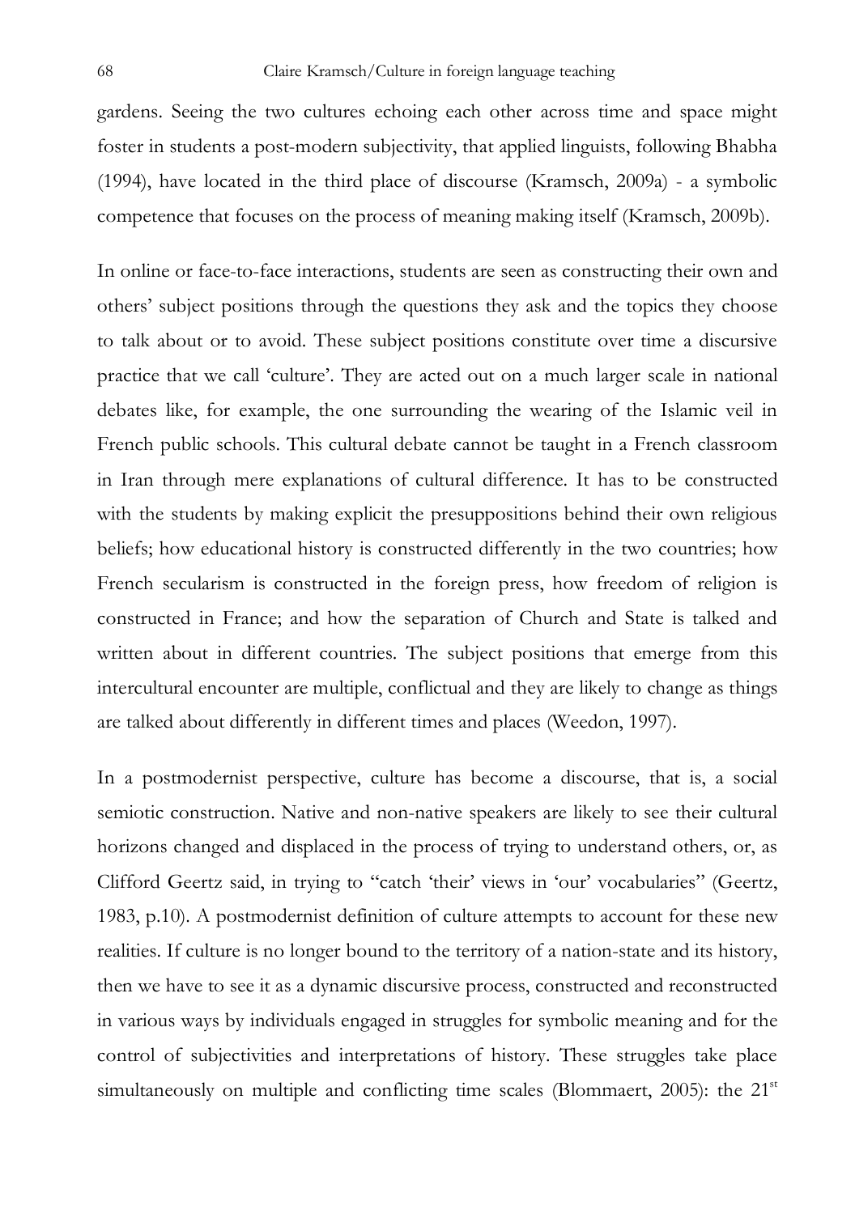gardens. Seeing the two cultures echoing each other across time and space might foster in students a post-modern subjectivity, that applied linguists, following Bhabha (1994), have located in the third place of discourse (Kramsch, 2009a) - a symbolic competence that focuses on the process of meaning making itself (Kramsch, 2009b).

In online or face-to-face interactions, students are seen as constructing their own and others' subject positions through the questions they ask and the topics they choose to talk about or to avoid. These subject positions constitute over time a discursive practice that we call 'culture'. They are acted out on a much larger scale in national debates like, for example, the one surrounding the wearing of the Islamic veil in French public schools. This cultural debate cannot be taught in a French classroom in Iran through mere explanations of cultural difference. It has to be constructed with the students by making explicit the presuppositions behind their own religious beliefs; how educational history is constructed differently in the two countries; how French secularism is constructed in the foreign press, how freedom of religion is constructed in France; and how the separation of Church and State is talked and written about in different countries. The subject positions that emerge from this intercultural encounter are multiple, conflictual and they are likely to change as things are talked about differently in different times and places (Weedon, 1997).

In a postmodernist perspective, culture has become a discourse, that is, a social semiotic construction. Native and non-native speakers are likely to see their cultural horizons changed and displaced in the process of trying to understand others, or, as Clifford Geertz said, in trying to "catch 'their' views in 'our' vocabularies" (Geertz, 1983, p.10). A postmodernist definition of culture attempts to account for these new realities. If culture is no longer bound to the territory of a nation-state and its history, then we have to see it as a dynamic discursive process, constructed and reconstructed in various ways by individuals engaged in struggles for symbolic meaning and for the control of subjectivities and interpretations of history. These struggles take place simultaneously on multiple and conflicting time scales (Blommaert, 2005): the 21st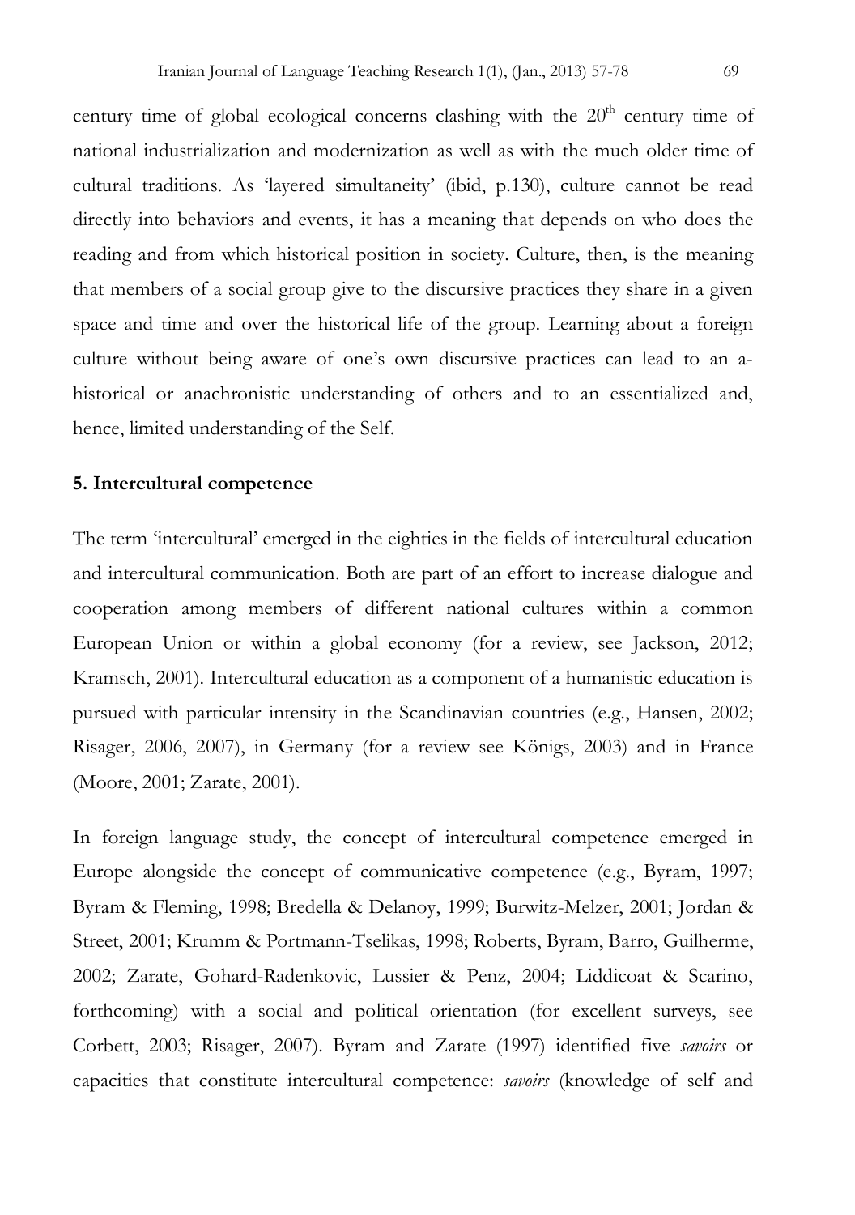century time of global ecological concerns clashing with the 20th century time of national industrialization and modernization as well as with the much older time of cultural traditions. As 'layered simultaneity' (ibid, p.130), culture cannot be read directly into behaviors and events, it has a meaning that depends on who does the reading and from which historical position in society. Culture, then, is the meaning that members of a social group give to the discursive practices they share in a given space and time and over the historical life of the group. Learning about a foreign culture without being aware of one's own discursive practices can lead to an a-historical or anachronistic understanding of others and to an essentialized and, hence, limited understanding of the Self.

## 5. Intercultural competence

The term 'intercultural' emerged in the eighties in the fields of intercultural education and intercultural communication. Both are part of an effort to increase dialogue and cooperation among members of different national cultures within a common European Union or within a global economy (for a review, see Jackson, 2012; Kramsch, 2001). Intercultural education as a component of a humanistic education is pursued with particular intensity in the Scandinavian countries (e.g., Hansen, 2002; Risager, 2006, 2007), in Germany (for a review see Königs, 2003) and in France (Moore, 2001; Zarate, 2001).

In foreign language study, the concept of intercultural competence emerged in Europe alongside the concept of communicative competence (e.g., Byram, 1997; Byram & Fleming, 1998; Bredella & Delanoy, 1999; Burwitz-Melzer, 2001; Jordan & Street, 2001; Krumm & Portmann-Tselikas, 1998; Roberts, Byram, Barro, Guilherme, 2002; Zarate, Gohard-Radenkovic, Lussier & Penz, 2004; Liddicoat & Scarino, forthcoming) with a social and political orientation (for excellent surveys, see Corbett, 2003; Risager, 2007). Byram and Zarate (1997) identified five *savoirs* or capacities that constitute intercultural competence: *savoirs* (knowledge of self and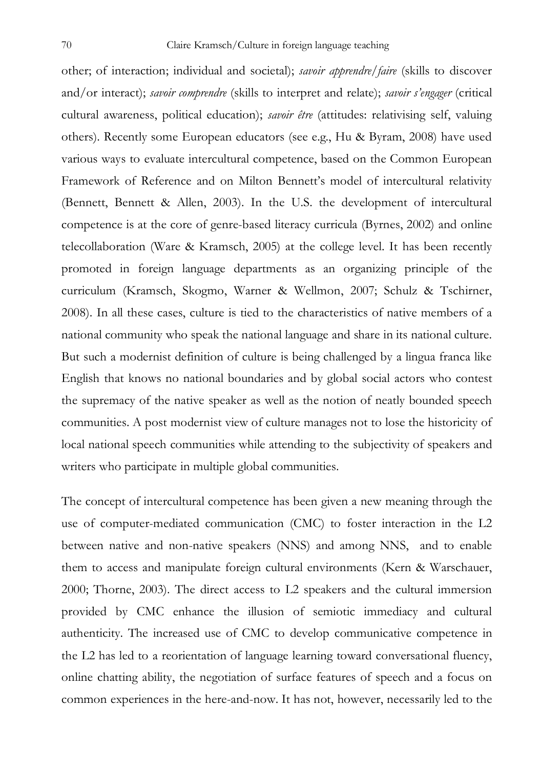other; of interaction; individual and societal); *savoir apprendre/faire* (skills to discover and/or interact); *savoir comprendre* (skills to interpret and relate); *savoir s'engager* (critical cultural awareness, political education); *savoir être* (attitudes: relativising self, valuing others). Recently some European educators (see e.g., Hu & Byram, 2008) have used various ways to evaluate intercultural competence, based on the Common European Framework of Reference and on Milton Bennett's model of intercultural relativity (Bennett, Bennett & Allen, 2003). In the U.S. the development of intercultural competence is at the core of genre-based literacy curricula (Byrnes, 2002) and online telecollaboration (Ware & Kramsch, 2005) at the college level. It has been recently promoted in foreign language departments as an organizing principle of the curriculum (Kramsch, Skogmo, Warner & Wellmon, 2007; Schulz & Tschirner, 2008). In all these cases, culture is tied to the characteristics of native members of a national community who speak the national language and share in its national culture. But such a modernist definition of culture is being challenged by a lingua franca like English that knows no national boundaries and by global social actors who contest the supremacy of the native speaker as well as the notion of neatly bounded speech communities. A post modernist view of culture manages not to lose the historicity of local national speech communities while attending to the subjectivity of speakers and writers who participate in multiple global communities.

The concept of intercultural competence has been given a new meaning through the use of computer-mediated communication (CMC) to foster interaction in the L2 between native and non-native speakers (NNS) and among NNS, and to enable them to access and manipulate foreign cultural environments (Kern & Warschauer, 2000; Thorne, 2003). The direct access to L2 speakers and the cultural immersion provided by CMC enhance the illusion of semiotic immediacy and cultural authenticity. The increased use of CMC to develop communicative competence in the L2 has led to a reorientation of language learning toward conversational fluency, online chatting ability, the negotiation of surface features of speech and a focus on common experiences in the here-and-now. It has not, however, necessarily led to the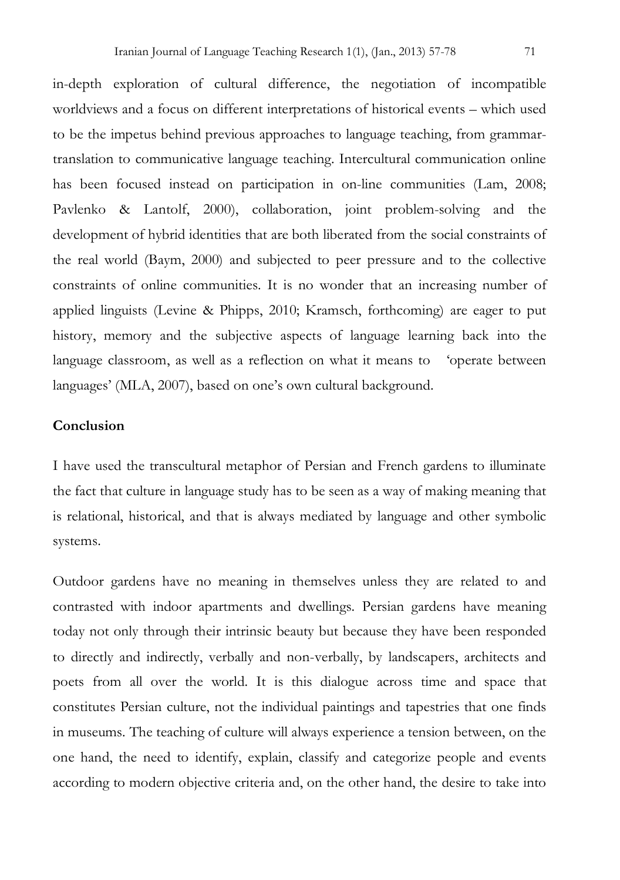in-depth exploration of cultural difference, the negotiation of incompatible worldviews and a focus on different interpretations of historical events – which used to be the impetus behind previous approaches to language teaching, from grammar-translation to communicative language teaching. Intercultural communication online has been focused instead on participation in on-line communities (Lam, 2008; Pavlenko & Lantolf, 2000), collaboration, joint problem-solving and the development of hybrid identities that are both liberated from the social constraints of the real world (Baym, 2000) and subjected to peer pressure and to the collective constraints of online communities. It is no wonder that an increasing number of applied linguists (Levine & Phipps, 2010; Kramsch, forthcoming) are eager to put history, memory and the subjective aspects of language learning back into the language classroom, as well as a reflection on what it means to 'operate between languages' (MLA, 2007), based on one's own cultural background.

## Conclusion

I have used the transcultural metaphor of Persian and French gardens to illuminate the fact that culture in language study has to be seen as a way of making meaning that is relational, historical, and that is always mediated by language and other symbolic systems.

Outdoor gardens have no meaning in themselves unless they are related to and contrasted with indoor apartments and dwellings. Persian gardens have meaning today not only through their intrinsic beauty but because they have been responded to directly and indirectly, verbally and non-verbally, by landscapers, architects and poets from all over the world. It is this dialogue across time and space that constitutes Persian culture, not the individual paintings and tapestries that one finds in museums. The teaching of culture will always experience a tension between, on the one hand, the need to identify, explain, classify and categorize people and events according to modern objective criteria and, on the other hand, the desire to take into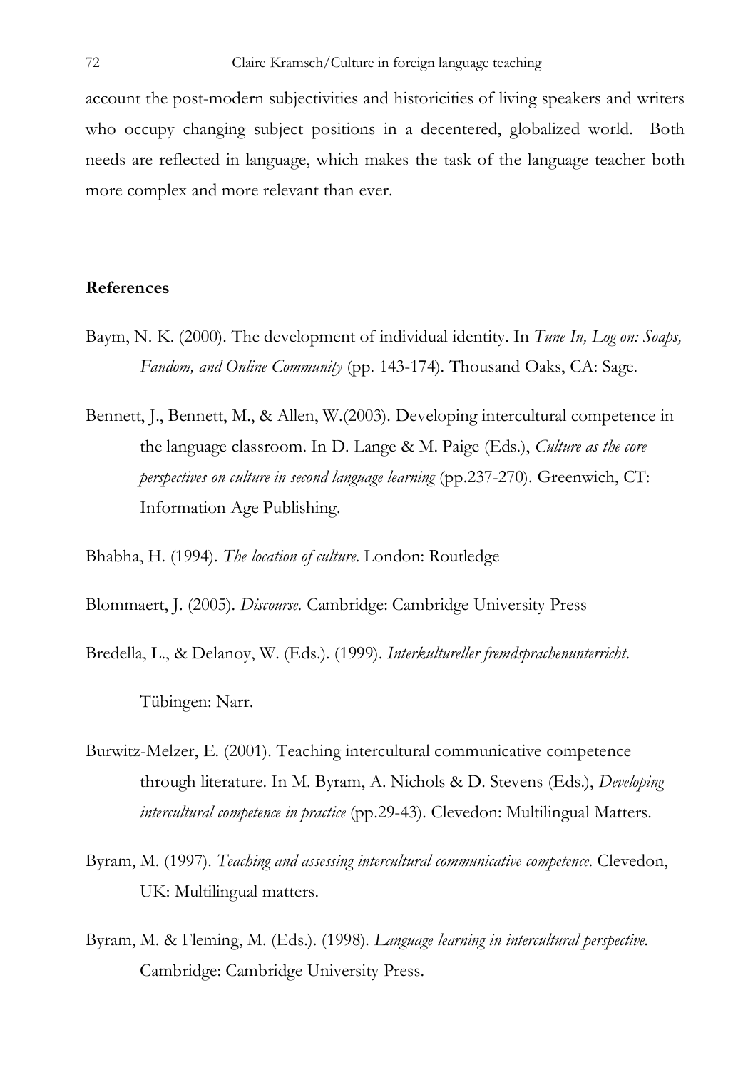account the post-modern subjectivities and historicities of living speakers and writers who occupy changing subject positions in a decentered, globalized world. Both needs are reflected in language, which makes the task of the language teacher both more complex and more relevant than ever.

## References

Baym, N. K. (2000). The development of individual identity. In *Tune In, Log on: Soaps, Fandom, and Online Community* (pp. 143-174). Thousand Oaks, CA: Sage.

Bennett, J., Bennett, M., & Allen, W.(2003). Developing intercultural competence in the language classroom. In D. Lange & M. Paige (Eds.), *Culture as the core perspectives on culture in second language learning* (pp.237-270). Greenwich, CT: Information Age Publishing.

Bhabha, H. (1994). *The location of culture*. London: Routledge

Blommaert, J. (2005). *Discourse.* Cambridge: Cambridge University Press

Bredella, L., & Delanoy, W. (Eds.). (1999). *Interkultureller fremdsprachenunterricht*. Tübingen: Narr.

Burwitz-Melzer, E. (2001). Teaching intercultural communicative competence through literature. In M. Byram, A. Nichols & D. Stevens (Eds.), *Developing intercultural competence in practice* (pp.29-43). Clevedon: Multilingual Matters.

Byram, M. (1997). *Teaching and assessing intercultural communicative competence.* Clevedon, UK: Multilingual matters.

Byram, M. & Fleming, M. (Eds.). (1998). *Language learning in intercultural perspective.* Cambridge: Cambridge University Press.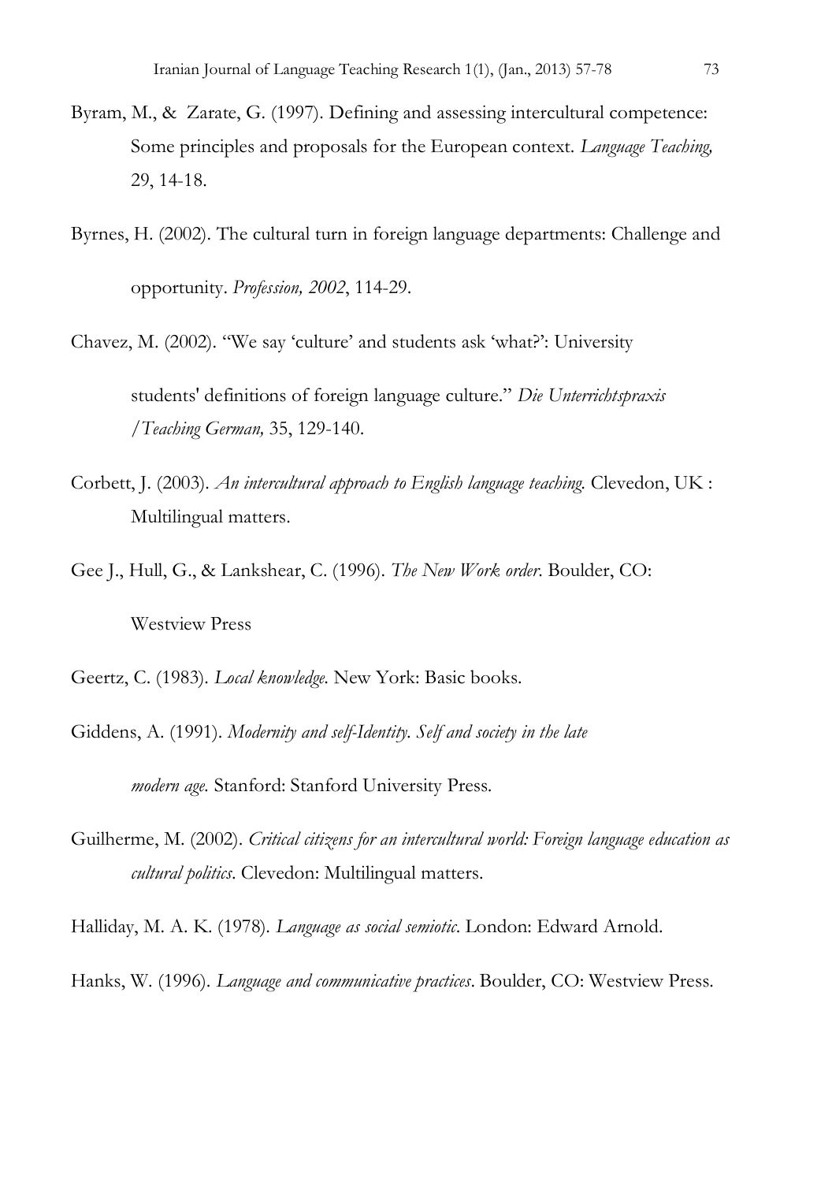Byram, M., & Zarate, G. (1997). Defining and assessing intercultural competence: Some principles and proposals for the European context. *Language Teaching,* 29, 14-18.

Byrnes, H. (2002). The cultural turn in foreign language departments: Challenge and opportunity. *Profession, 2002*, 114-29.

Chavez, M. (2002). "We say 'culture' and students ask 'what?': University students' definitions of foreign language culture." *Die Unterrichtspraxis /Teaching German,* 35, 129-140.

Corbett, J. (2003). *An intercultural approach to English language teaching.* Clevedon, UK : Multilingual matters.

Gee J., Hull, G., & Lankshear, C. (1996). *The New Work order.* Boulder, CO: Westview Press

Geertz, C. (1983). *Local knowledge.* New York: Basic books.

Giddens, A. (1991). *Modernity and self-Identity. Self and society in the late modern age.* Stanford: Stanford University Press.

Guilherme, M. (2002). *Critical citizens for an intercultural world: Foreign language education as cultural politics*. Clevedon: Multilingual matters.

Halliday, M. A. K. (1978). *Language as social semiotic*. London: Edward Arnold.

Hanks, W. (1996). *Language and communicative practices*. Boulder, CO: Westview Press.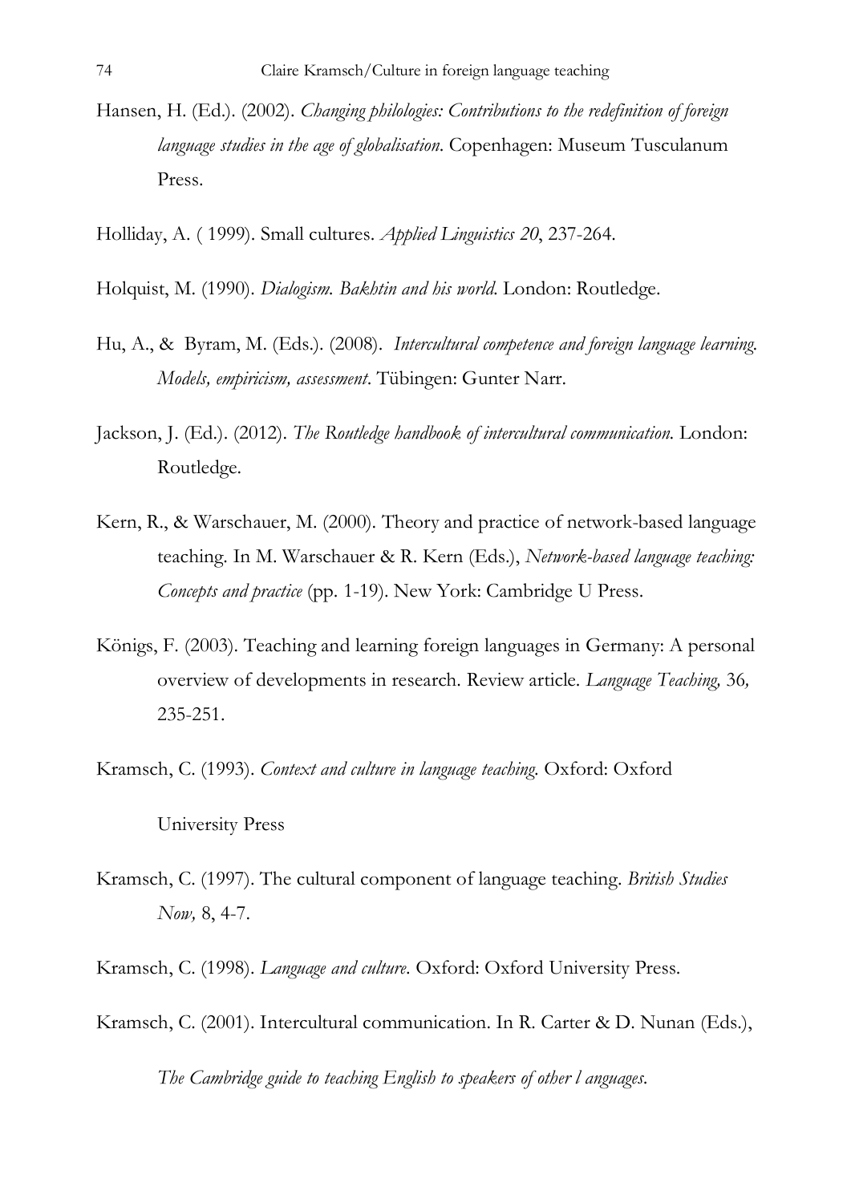Hansen, H. (Ed.). (2002). *Changing philologies: Contributions to the redefinition of foreign language studies in the age of globalisation*. Copenhagen: Museum Tusculanum Press.

Holliday, A. ( 1999). Small cultures. *Applied Linguistics 20*, 237-264.

Holquist, M. (1990). *Dialogism. Bakhtin and his world*. London: Routledge.

Hu, A., & Byram, M. (Eds.). (2008). *Intercultural competence and foreign language learning. Models, empiricism, assessment*. Tübingen: Gunter Narr.

Jackson, J. (Ed.). (2012). *The Routledge handbook of intercultural communication*. London: Routledge.

Kern, R., & Warschauer, M. (2000). Theory and practice of network-based language teaching. In M. Warschauer & R. Kern (Eds.), *Network-based language teaching: Concepts and practice* (pp. 1-19). New York: Cambridge U Press.

Königs, F. (2003). Teaching and learning foreign languages in Germany: A personal overview of developments in research. Review article. *Language Teaching,* 36*,* 235-251.

Kramsch, C. (1993). *Context and culture in language teaching*. Oxford: Oxford University Press

Kramsch, C. (1997). The cultural component of language teaching. *British Studies Now,* 8, 4-7.

Kramsch, C. (1998). *Language and culture*. Oxford: Oxford University Press.

Kramsch, C. (2001). Intercultural communication. In R. Carter & D. Nunan (Eds.), *The Cambridge guide to teaching English to speakers of other l anguages*.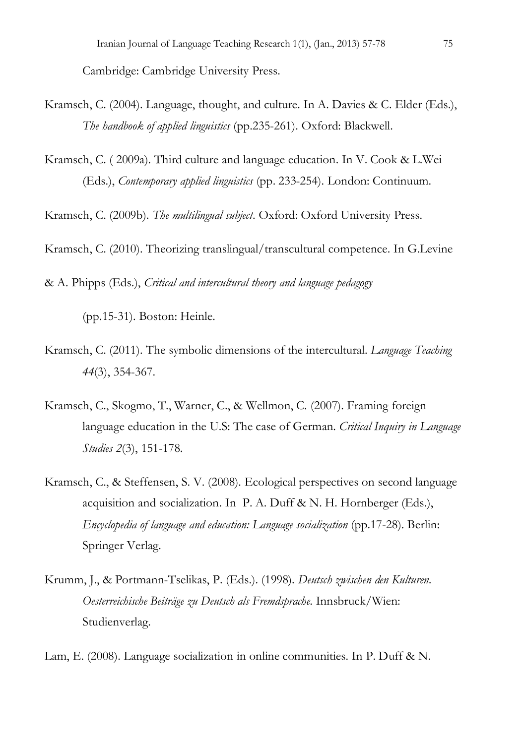Cambridge: Cambridge University Press.

Kramsch, C. (2004). Language, thought, and culture. In A. Davies & C. Elder (Eds.), *The handbook of applied linguistics* (pp.235-261). Oxford: Blackwell.

Kramsch, C. ( 2009a). Third culture and language education. In V. Cook & L.Wei (Eds.), *Contemporary applied linguistics* (pp. 233-254). London: Continuum.

Kramsch, C. (2009b). *The multilingual subject*. Oxford: Oxford University Press.

Kramsch, C. (2010). Theorizing translingual/transcultural competence. In G.Levine & A. Phipps (Eds.), *Critical and intercultural theory and language pedagogy* (pp.15-31). Boston: Heinle.

Kramsch, C. (2011). The symbolic dimensions of the intercultural. *Language Teaching 44*(3), 354-367.

Kramsch, C., Skogmo, T., Warner, C., & Wellmon, C. (2007). Framing foreign language education in the U.S: The case of German. *Critical Inquiry in Language Studies 2*(3), 151-178.

Kramsch, C., & Steffensen, S. V. (2008). Ecological perspectives on second language acquisition and socialization. In P. A. Duff & N. H. Hornberger (Eds.), *Encyclopedia of language and education: Language socialization* (pp.17-28). Berlin: Springer Verlag.

Krumm, J., & Portmann-Tselikas, P. (Eds.). (1998). *Deutsch zwischen den Kulturen. Oesterreichische Beiträge zu Deutsch als Fremdsprache.* Innsbruck/Wien: Studienverlag.

Lam, E. (2008). Language socialization in online communities. In P. Duff & N.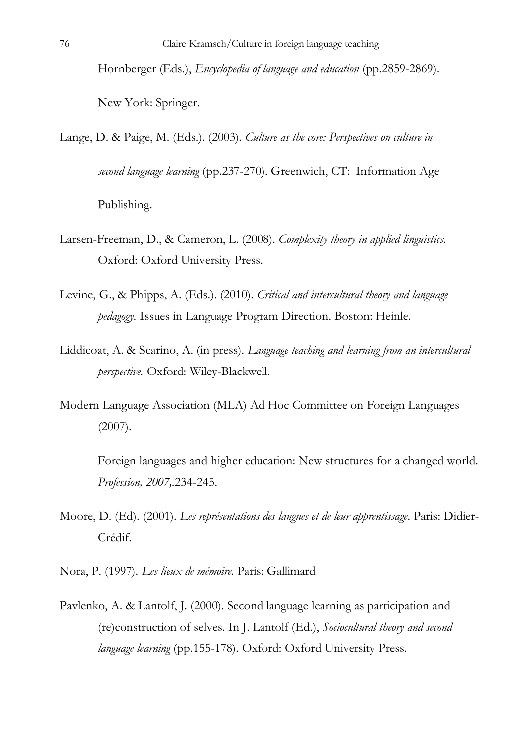Hornberger (Eds.), *Encyclopedia of language and education* (pp.2859-2869). New York: Springer.

Lange, D. & Paige, M. (Eds.). (2003). *Culture as the core: Perspectives on culture in second language learning* (pp.237-270). Greenwich, CT: Information Age Publishing.

Larsen-Freeman, D., & Cameron, L. (2008). *Complexity theory in applied linguistics*. Oxford: Oxford University Press.

Levine, G., & Phipps, A. (Eds.). (2010). *Critical and intercultural theory and language pedagogy.* Issues in Language Program Direction. Boston: Heinle.

Liddicoat, A. & Scarino, A. (in press). *Language teaching and learning from an intercultural perspective.* Oxford: Wiley-Blackwell.

Modern Language Association (MLA) Ad Hoc Committee on Foreign Languages (2007).

Foreign languages and higher education: New structures for a changed world. *Profession, 2007*,.234-245.

Moore, D. (Ed). (2001). *Les représentations des langues et de leur apprentissage*. Paris: Didier-Crédif.

Nora, P. (1997). *Les lieux de mémoire.* Paris: Gallimard

Pavlenko, A. & Lantolf, J. (2000). Second language learning as participation and (re)construction of selves. In J. Lantolf (Ed.), *Sociocultural theory and second language learning* (pp.155-178). Oxford: Oxford University Press.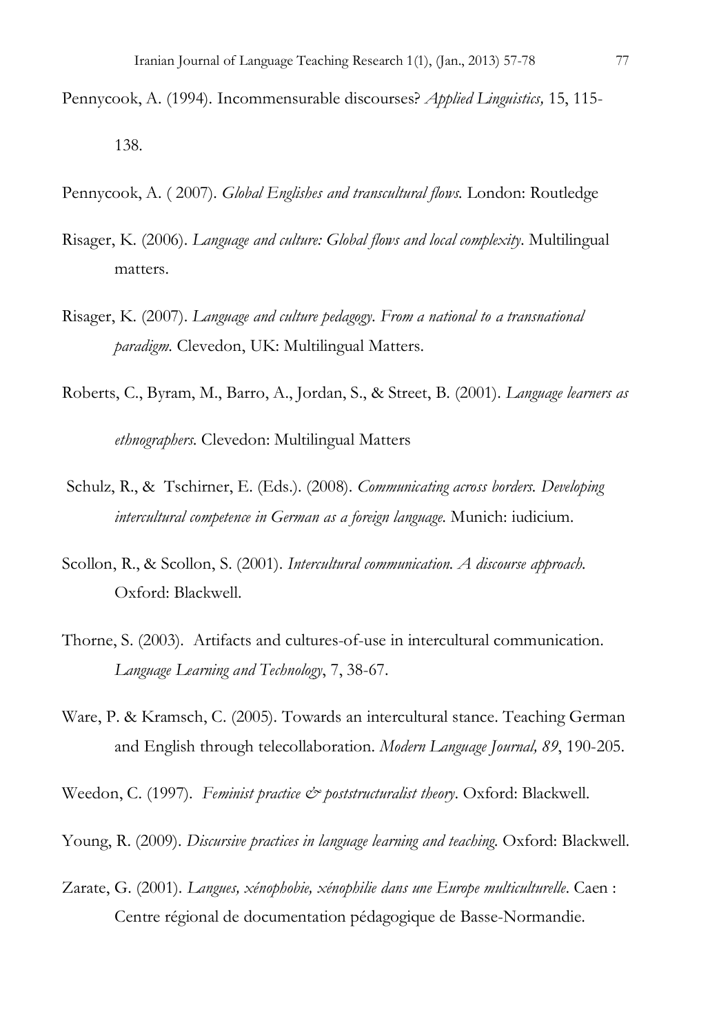Pennycook, A. (1994). Incommensurable discourses? *Applied Linguistics,* 15, 115-138.

Pennycook, A. ( 2007). *Global Englishes and transcultural flows.* London: Routledge

Risager, K. (2006). *Language and culture: Global flows and local complexity*. Multilingual matters.

Risager, K. (2007). *Language and culture pedagogy. From a national to a transnational paradigm.* Clevedon, UK: Multilingual Matters.

Roberts, C., Byram, M., Barro, A., Jordan, S., & Street, B. (2001). *Language learners as ethnographers.* Clevedon: Multilingual Matters

Schulz, R., & Tschirner, E. (Eds.). (2008). *Communicating across borders. Developing intercultural competence in German as a foreign language.* Munich: iudicium.

Scollon, R., & Scollon, S. (2001). *Intercultural communication. A discourse approach.* Oxford: Blackwell.

Thorne, S. (2003). Artifacts and cultures-of-use in intercultural communication. *Language Learning and Technology*, 7, 38-67.

Ware, P. & Kramsch, C. (2005). Towards an intercultural stance. Teaching German and English through telecollaboration. *Modern Language Journal, 89*, 190-205.

Weedon, C. (1997). *Feminist practice & poststructuralist theory*. Oxford: Blackwell.

Young, R. (2009). *Discursive practices in language learning and teaching.* Oxford: Blackwell.

Zarate, G. (2001). *Langues, xénophobie, xénophilie dans une Europe multiculturelle*. Caen : Centre régional de documentation pédagogique de Basse-Normandie.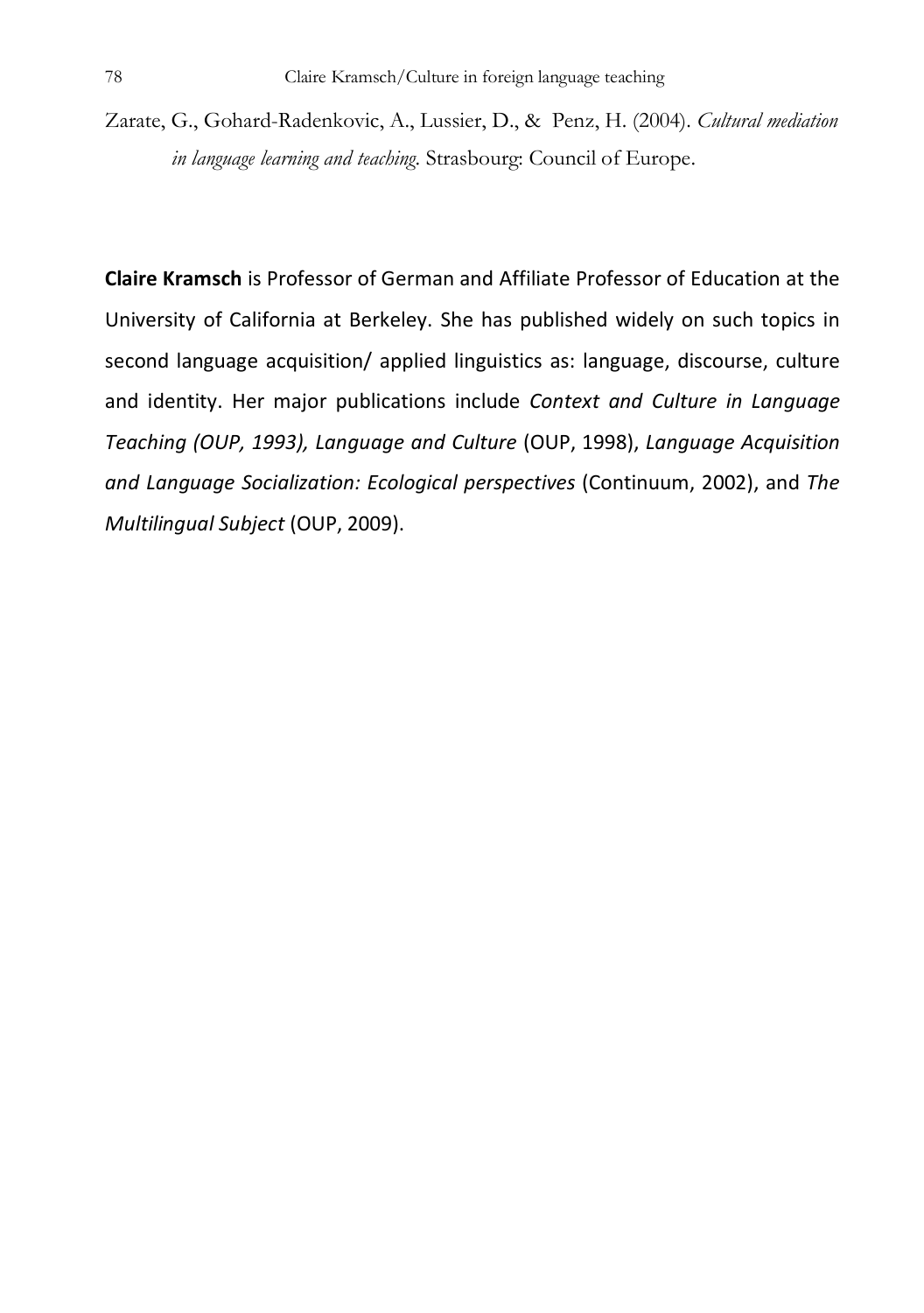Zarate, G., Gohard-Radenkovic, A., Lussier, D., & Penz, H. (2004). *Cultural mediation in language learning and teaching*. Strasbourg: Council of Europe.

**Claire Kramsch** is Professor of German and Affiliate Professor of Education at the University of California at Berkeley. She has published widely on such topics in second language acquisition/ applied linguistics as: language, discourse, culture and identity. Her major publications include *Context and Culture in Language Teaching (OUP, 1993), Language and Culture* (OUP, 1998), *Language Acquisition and Language Socialization: Ecological perspectives* (Continuum, 2002), and *The Multilingual Subject* (OUP, 2009).